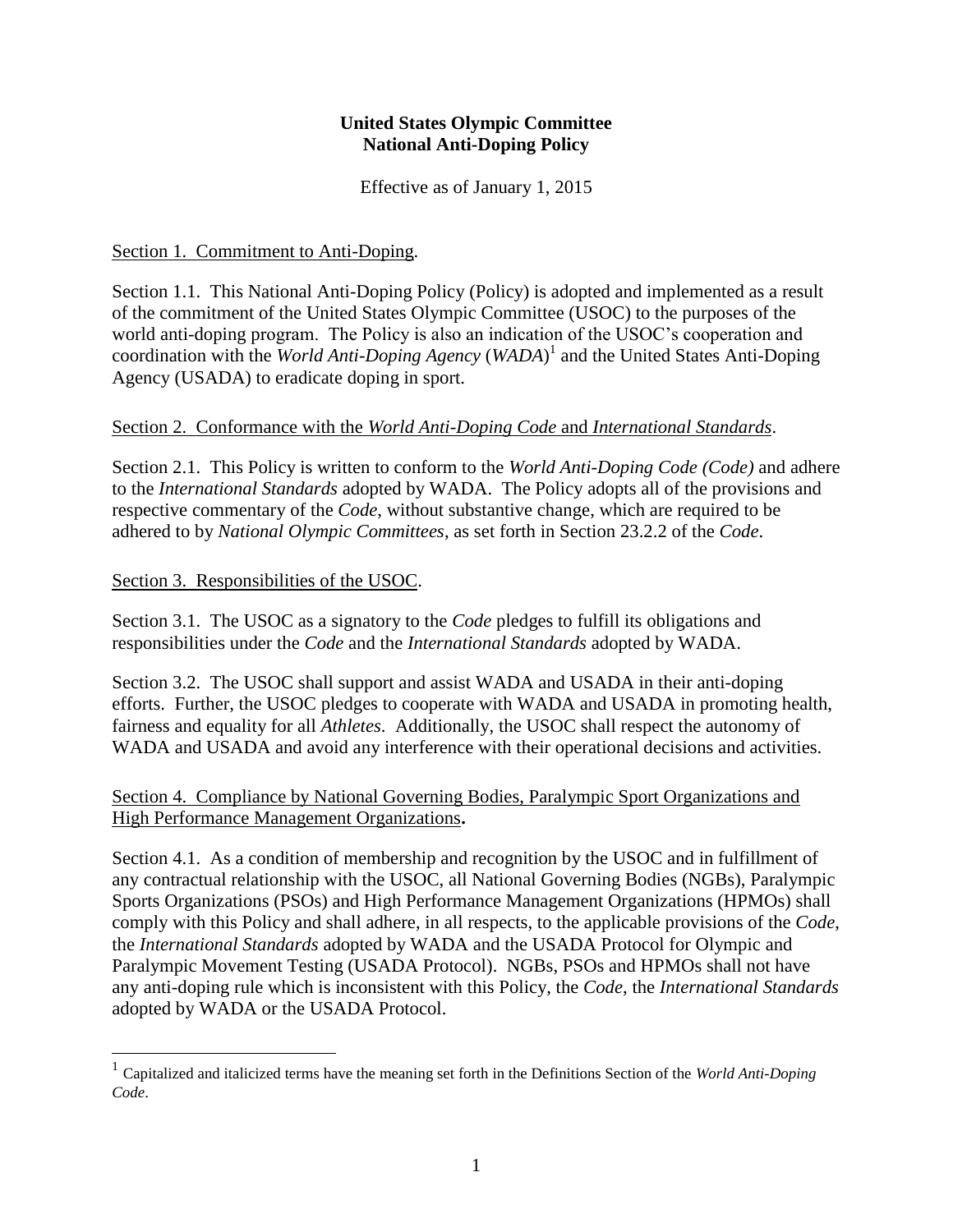**United States Olympic Committee**
**National Anti-Doping Policy**

Effective as of January 1, 2015

Section 1. Commitment to Anti-Doping.

Section 1.1. This National Anti-Doping Policy (Policy) is adopted and implemented as a result of the commitment of the United States Olympic Committee (USOC) to the purposes of the world anti-doping program. The Policy is also an indication of the USOC's cooperation and coordination with the *World Anti-Doping Agency* (*WADA*)[1] and the United States Anti-Doping Agency (USADA) to eradicate doping in sport.

Section 2. Conformance with the *World Anti-Doping Code* and *International Standards*.

Section 2.1. This Policy is written to conform to the *World Anti-Doping Code (Code)* and adhere to the *International Standards* adopted by WADA. The Policy adopts all of the provisions and respective commentary of the *Code*, without substantive change, which are required to be adhered to by *National Olympic Committees*, as set forth in Section 23.2.2 of the *Code*.

Section 3. Responsibilities of the USOC.

Section 3.1. The USOC as a signatory to the *Code* pledges to fulfill its obligations and responsibilities under the *Code* and the *International Standards* adopted by WADA.

Section 3.2. The USOC shall support and assist WADA and USADA in their anti-doping efforts. Further, the USOC pledges to cooperate with WADA and USADA in promoting health, fairness and equality for all *Athletes*. Additionally, the USOC shall respect the autonomy of WADA and USADA and avoid any interference with their operational decisions and activities.

Section 4. Compliance by National Governing Bodies, Paralympic Sport Organizations and High Performance Management Organizations**.**

Section 4.1. As a condition of membership and recognition by the USOC and in fulfillment of any contractual relationship with the USOC, all National Governing Bodies (NGBs), Paralympic Sports Organizations (PSOs) and High Performance Management Organizations (HPMOs) shall comply with this Policy and shall adhere, in all respects, to the applicable provisions of the *Code*, the *International Standards* adopted by WADA and the USADA Protocol for Olympic and Paralympic Movement Testing (USADA Protocol). NGBs, PSOs and HPMOs shall not have any anti-doping rule which is inconsistent with this Policy, the *Code*, the *International Standards* adopted by WADA or the USADA Protocol.

[1] Capitalized and italicized terms have the meaning set forth in the Definitions Section of the *World Anti-Doping Code*.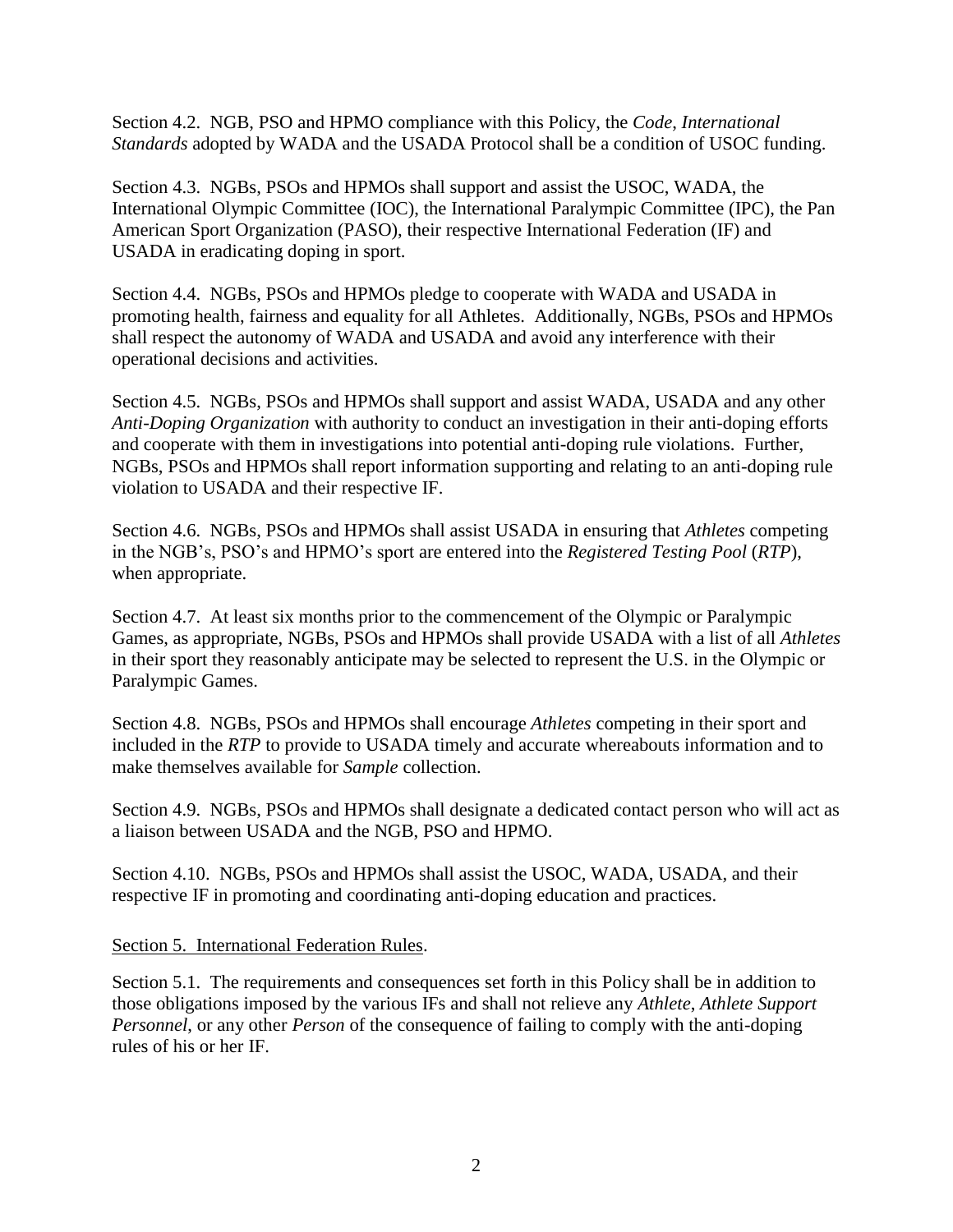Section 4.2. NGB, PSO and HPMO compliance with this Policy, the *Code*, *International Standards* adopted by WADA and the USADA Protocol shall be a condition of USOC funding.

Section 4.3. NGBs, PSOs and HPMOs shall support and assist the USOC, WADA, the International Olympic Committee (IOC), the International Paralympic Committee (IPC), the Pan American Sport Organization (PASO), their respective International Federation (IF) and USADA in eradicating doping in sport.

Section 4.4. NGBs, PSOs and HPMOs pledge to cooperate with WADA and USADA in promoting health, fairness and equality for all Athletes. Additionally, NGBs, PSOs and HPMOs shall respect the autonomy of WADA and USADA and avoid any interference with their operational decisions and activities.

Section 4.5. NGBs, PSOs and HPMOs shall support and assist WADA, USADA and any other *Anti-Doping Organization* with authority to conduct an investigation in their anti-doping efforts and cooperate with them in investigations into potential anti-doping rule violations. Further, NGBs, PSOs and HPMOs shall report information supporting and relating to an anti-doping rule violation to USADA and their respective IF.

Section 4.6. NGBs, PSOs and HPMOs shall assist USADA in ensuring that *Athletes* competing in the NGB's, PSO's and HPMO's sport are entered into the *Registered Testing Pool* (*RTP*), when appropriate.

Section 4.7. At least six months prior to the commencement of the Olympic or Paralympic Games, as appropriate, NGBs, PSOs and HPMOs shall provide USADA with a list of all *Athletes* in their sport they reasonably anticipate may be selected to represent the U.S. in the Olympic or Paralympic Games.

Section 4.8. NGBs, PSOs and HPMOs shall encourage *Athletes* competing in their sport and included in the *RTP* to provide to USADA timely and accurate whereabouts information and to make themselves available for *Sample* collection.

Section 4.9. NGBs, PSOs and HPMOs shall designate a dedicated contact person who will act as a liaison between USADA and the NGB, PSO and HPMO.

Section 4.10. NGBs, PSOs and HPMOs shall assist the USOC, WADA, USADA, and their respective IF in promoting and coordinating anti-doping education and practices.

Section 5. International Federation Rules.

Section 5.1. The requirements and consequences set forth in this Policy shall be in addition to those obligations imposed by the various IFs and shall not relieve any *Athlete*, *Athlete Support Personnel*, or any other *Person* of the consequence of failing to comply with the anti-doping rules of his or her IF.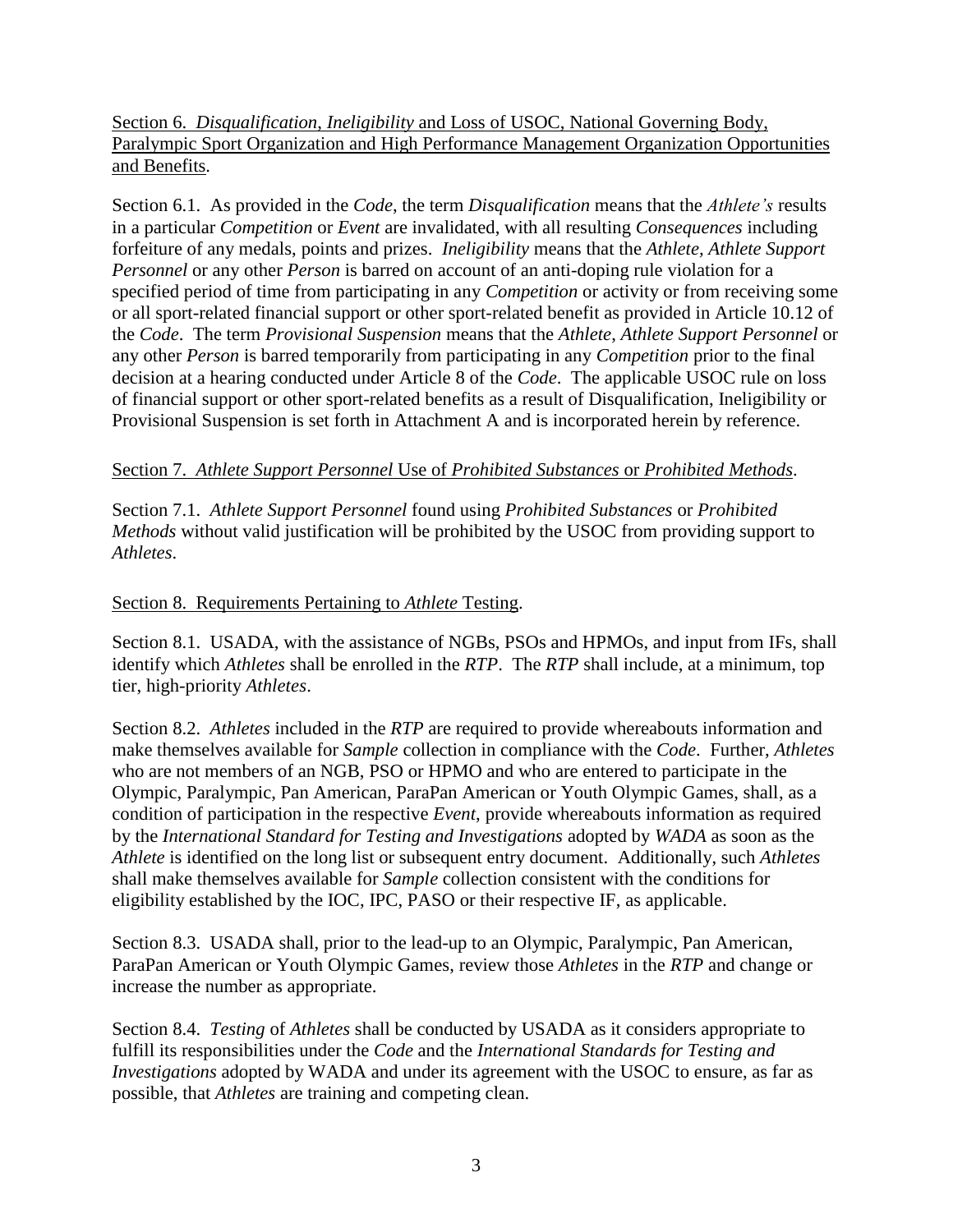Section 6. *Disqualification*, *Ineligibility* and Loss of USOC, National Governing Body, Paralympic Sport Organization and High Performance Management Organization Opportunities and Benefits.

Section 6.1. As provided in the *Code*, the term *Disqualification* means that the *Athlete's* results in a particular *Competition* or *Event* are invalidated, with all resulting *Consequences* including forfeiture of any medals, points and prizes. *Ineligibility* means that the *Athlete*, *Athlete Support Personnel* or any other *Person* is barred on account of an anti-doping rule violation for a specified period of time from participating in any *Competition* or activity or from receiving some or all sport-related financial support or other sport-related benefit as provided in Article 10.12 of the *Code*. The term *Provisional Suspension* means that the *Athlete*, *Athlete Support Personnel* or any other *Person* is barred temporarily from participating in any *Competition* prior to the final decision at a hearing conducted under Article 8 of the *Code*. The applicable USOC rule on loss of financial support or other sport-related benefits as a result of Disqualification, Ineligibility or Provisional Suspension is set forth in Attachment A and is incorporated herein by reference.

Section 7. *Athlete Support Personnel* Use of *Prohibited Substances* or *Prohibited Methods*.

Section 7.1. *Athlete Support Personnel* found using *Prohibited Substances* or *Prohibited Methods* without valid justification will be prohibited by the USOC from providing support to *Athletes*.

Section 8. Requirements Pertaining to *Athlete* Testing.

Section 8.1. USADA, with the assistance of NGBs, PSOs and HPMOs, and input from IFs, shall identify which *Athletes* shall be enrolled in the *RTP*. The *RTP* shall include, at a minimum, top tier, high-priority *Athletes*.

Section 8.2. *Athletes* included in the *RTP* are required to provide whereabouts information and make themselves available for *Sample* collection in compliance with the *Code*. Further, *Athletes* who are not members of an NGB, PSO or HPMO and who are entered to participate in the Olympic, Paralympic, Pan American, ParaPan American or Youth Olympic Games, shall, as a condition of participation in the respective *Event*, provide whereabouts information as required by the *International Standard for Testing and Investigations* adopted by *WADA* as soon as the *Athlete* is identified on the long list or subsequent entry document. Additionally, such *Athletes* shall make themselves available for *Sample* collection consistent with the conditions for eligibility established by the IOC, IPC, PASO or their respective IF, as applicable.

Section 8.3. USADA shall, prior to the lead-up to an Olympic, Paralympic, Pan American, ParaPan American or Youth Olympic Games, review those *Athletes* in the *RTP* and change or increase the number as appropriate.

Section 8.4. *Testing* of *Athletes* shall be conducted by USADA as it considers appropriate to fulfill its responsibilities under the *Code* and the *International Standards for Testing and Investigations* adopted by WADA and under its agreement with the USOC to ensure, as far as possible, that *Athletes* are training and competing clean.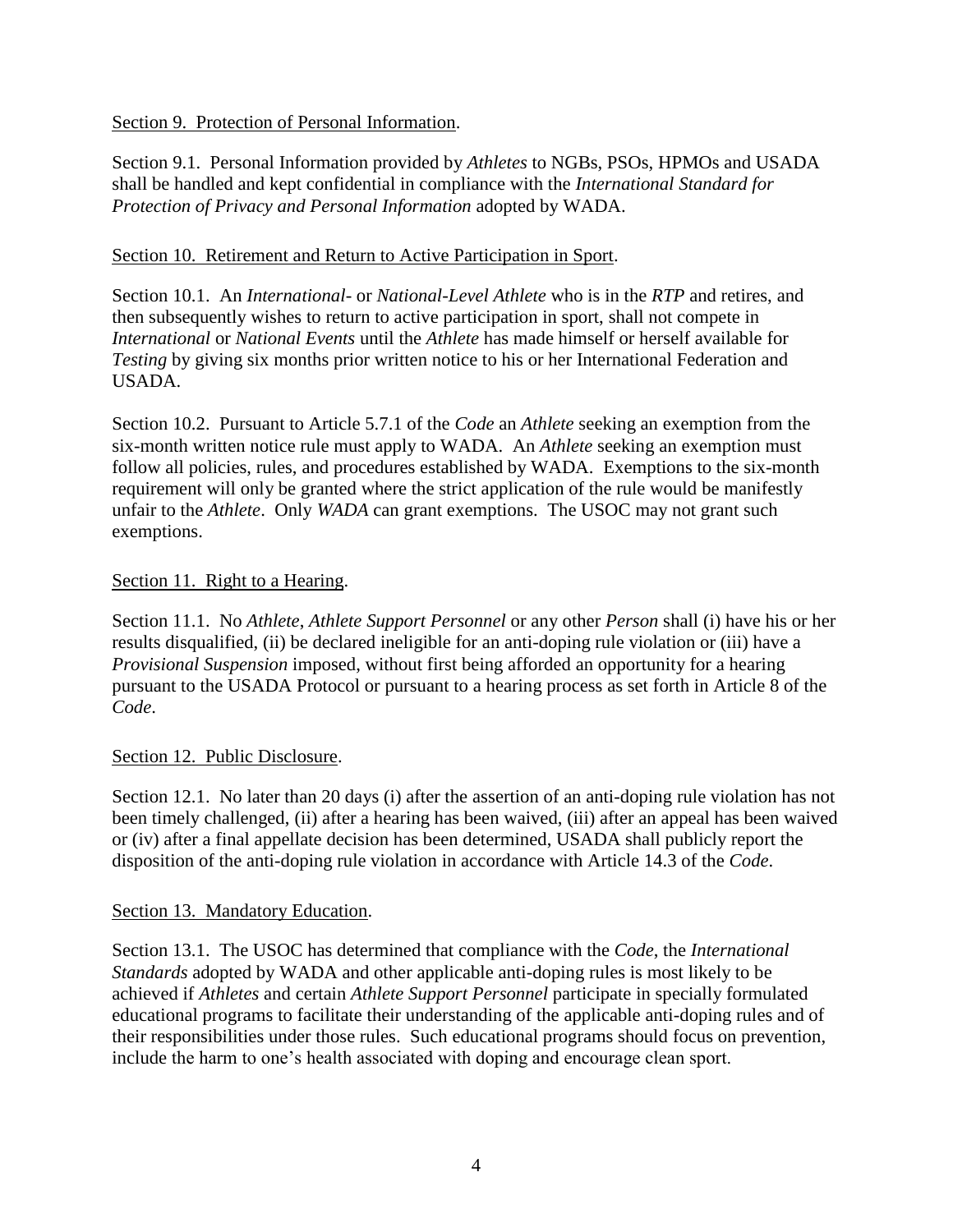Section 9. Protection of Personal Information.

Section 9.1. Personal Information provided by *Athletes* to NGBs, PSOs, HPMOs and USADA shall be handled and kept confidential in compliance with the *International Standard for Protection of Privacy and Personal Information* adopted by WADA.

Section 10. Retirement and Return to Active Participation in Sport.

Section 10.1. An *International*- or *National-Level Athlete* who is in the *RTP* and retires, and then subsequently wishes to return to active participation in sport, shall not compete in *International* or *National Events* until the *Athlete* has made himself or herself available for *Testing* by giving six months prior written notice to his or her International Federation and USADA.

Section 10.2. Pursuant to Article 5.7.1 of the *Code* an *Athlete* seeking an exemption from the six-month written notice rule must apply to WADA. An *Athlete* seeking an exemption must follow all policies, rules, and procedures established by WADA. Exemptions to the six-month requirement will only be granted where the strict application of the rule would be manifestly unfair to the *Athlete*. Only *WADA* can grant exemptions. The USOC may not grant such exemptions.

Section 11. Right to a Hearing.

Section 11.1. No *Athlete*, *Athlete Support Personnel* or any other *Person* shall (i) have his or her results disqualified, (ii) be declared ineligible for an anti-doping rule violation or (iii) have a *Provisional Suspension* imposed, without first being afforded an opportunity for a hearing pursuant to the USADA Protocol or pursuant to a hearing process as set forth in Article 8 of the *Code*.

Section 12. Public Disclosure.

Section 12.1. No later than 20 days (i) after the assertion of an anti-doping rule violation has not been timely challenged, (ii) after a hearing has been waived, (iii) after an appeal has been waived or (iv) after a final appellate decision has been determined, USADA shall publicly report the disposition of the anti-doping rule violation in accordance with Article 14.3 of the *Code*.

Section 13. Mandatory Education.

Section 13.1. The USOC has determined that compliance with the *Code*, the *International Standards* adopted by WADA and other applicable anti-doping rules is most likely to be achieved if *Athletes* and certain *Athlete Support Personnel* participate in specially formulated educational programs to facilitate their understanding of the applicable anti-doping rules and of their responsibilities under those rules. Such educational programs should focus on prevention, include the harm to one's health associated with doping and encourage clean sport.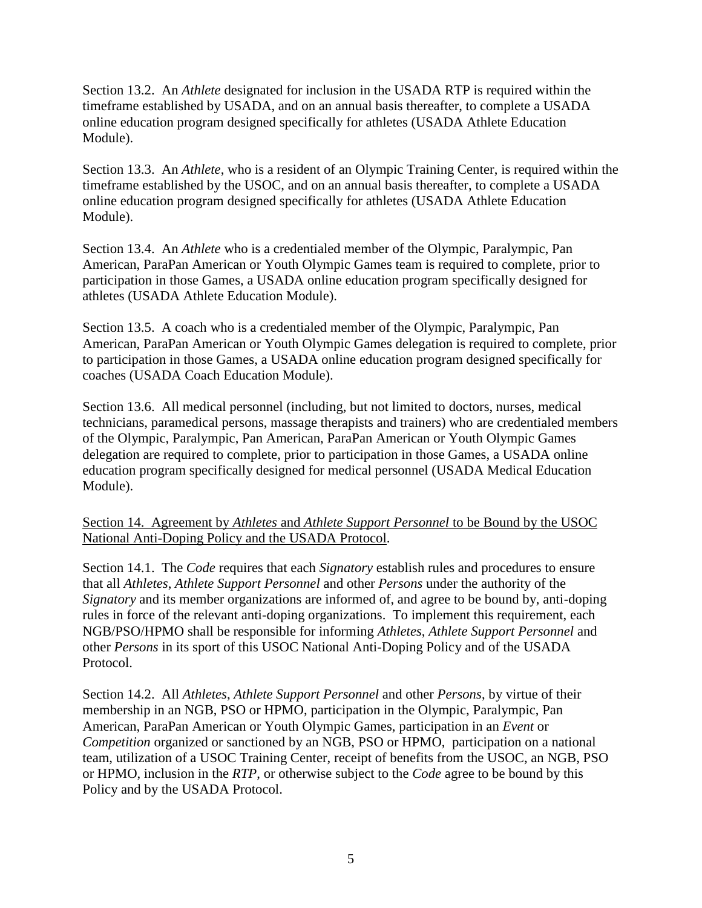Section 13.2. An *Athlete* designated for inclusion in the USADA RTP is required within the timeframe established by USADA, and on an annual basis thereafter, to complete a USADA online education program designed specifically for athletes (USADA Athlete Education Module).

Section 13.3. An *Athlete*, who is a resident of an Olympic Training Center, is required within the timeframe established by the USOC, and on an annual basis thereafter, to complete a USADA online education program designed specifically for athletes (USADA Athlete Education Module).

Section 13.4. An *Athlete* who is a credentialed member of the Olympic, Paralympic, Pan American, ParaPan American or Youth Olympic Games team is required to complete, prior to participation in those Games, a USADA online education program specifically designed for athletes (USADA Athlete Education Module).

Section 13.5. A coach who is a credentialed member of the Olympic, Paralympic, Pan American, ParaPan American or Youth Olympic Games delegation is required to complete, prior to participation in those Games, a USADA online education program designed specifically for coaches (USADA Coach Education Module).

Section 13.6. All medical personnel (including, but not limited to doctors, nurses, medical technicians, paramedical persons, massage therapists and trainers) who are credentialed members of the Olympic, Paralympic, Pan American, ParaPan American or Youth Olympic Games delegation are required to complete, prior to participation in those Games, a USADA online education program specifically designed for medical personnel (USADA Medical Education Module).

<u>Section 14. Agreement by *Athletes* and *Athlete Support Personnel* to be Bound by the USOC National Anti-Doping Policy and the USADA Protocol</u>.

Section 14.1. The *Code* requires that each *Signatory* establish rules and procedures to ensure that all *Athletes*, *Athlete Support Personnel* and other *Persons* under the authority of the *Signatory* and its member organizations are informed of, and agree to be bound by, anti-doping rules in force of the relevant anti-doping organizations. To implement this requirement, each NGB/PSO/HPMO shall be responsible for informing *Athletes*, *Athlete Support Personnel* and other *Persons* in its sport of this USOC National Anti-Doping Policy and of the USADA Protocol.

Section 14.2. All *Athletes*, *Athlete Support Personnel* and other *Persons*, by virtue of their membership in an NGB, PSO or HPMO, participation in the Olympic, Paralympic, Pan American, ParaPan American or Youth Olympic Games, participation in an *Event* or *Competition* organized or sanctioned by an NGB, PSO or HPMO, participation on a national team, utilization of a USOC Training Center, receipt of benefits from the USOC, an NGB, PSO or HPMO, inclusion in the *RTP*, or otherwise subject to the *Code* agree to be bound by this Policy and by the USADA Protocol.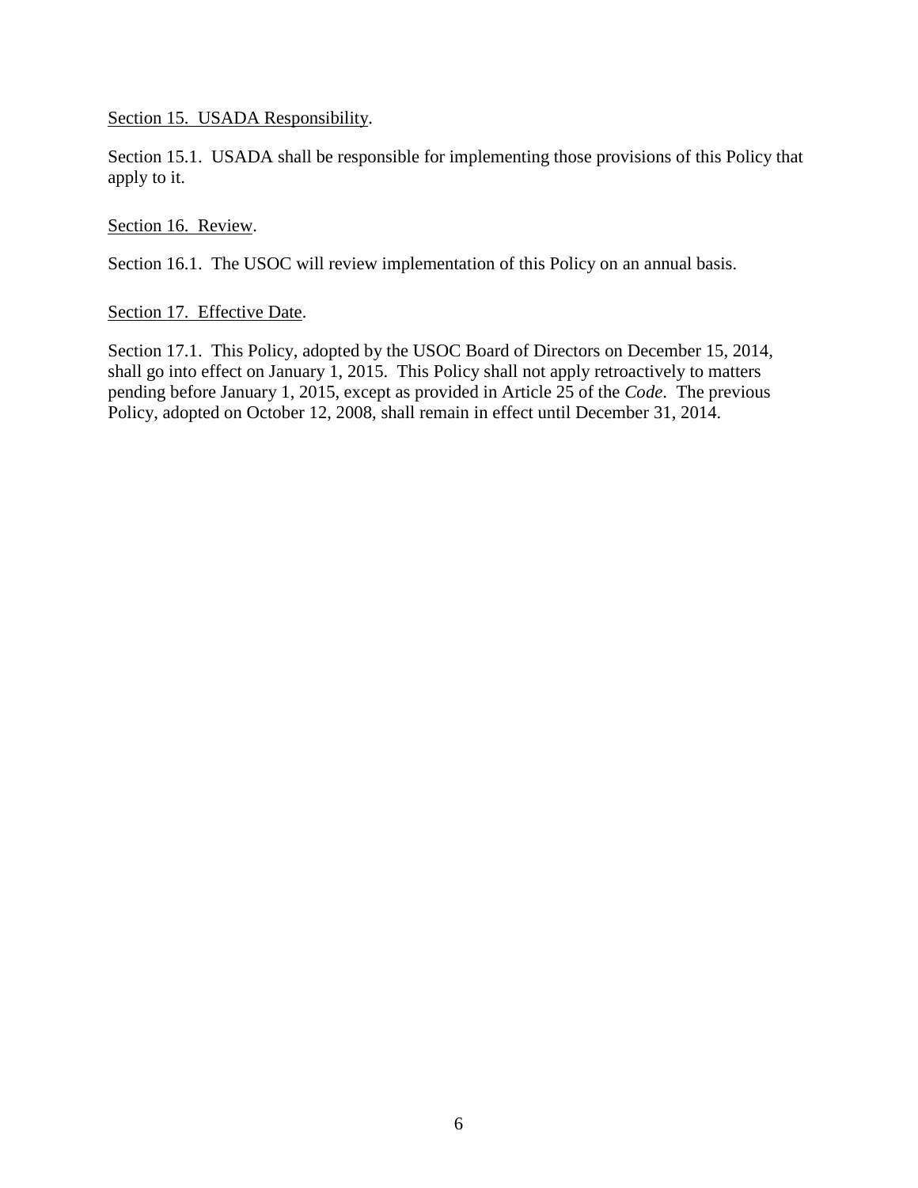<u>Section 15. USADA Responsibility</u>.

Section 15.1. USADA shall be responsible for implementing those provisions of this Policy that apply to it.

<u>Section 16. Review</u>.

Section 16.1. The USOC will review implementation of this Policy on an annual basis.

<u>Section 17. Effective Date</u>.

Section 17.1. This Policy, adopted by the USOC Board of Directors on December 15, 2014, shall go into effect on January 1, 2015. This Policy shall not apply retroactively to matters pending before January 1, 2015, except as provided in Article 25 of the *Code*. The previous Policy, adopted on October 12, 2008, shall remain in effect until December 31, 2014.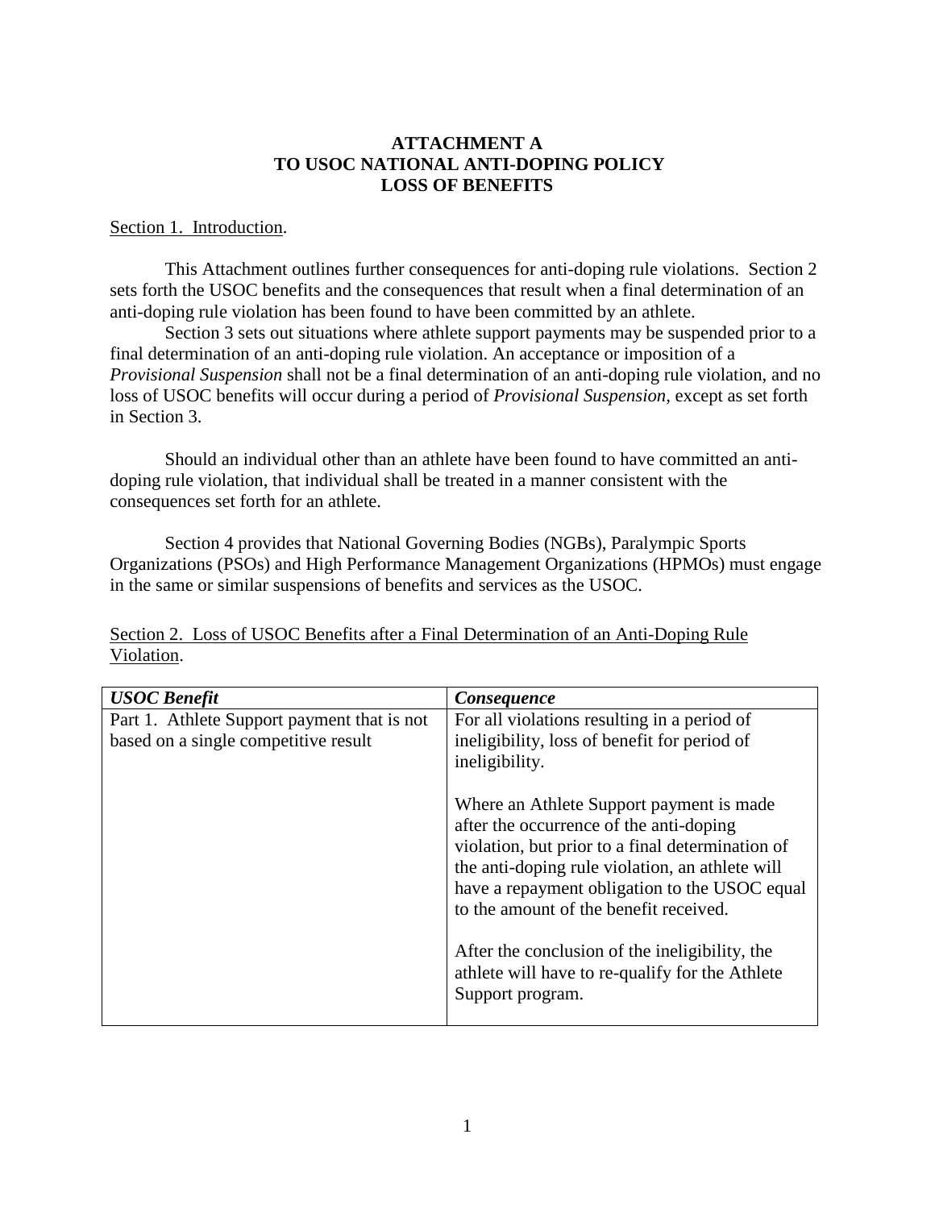**ATTACHMENT A**
**TO USOC NATIONAL ANTI-DOPING POLICY**
**LOSS OF BENEFITS**

Section 1. Introduction.

This Attachment outlines further consequences for anti-doping rule violations. Section 2 sets forth the USOC benefits and the consequences that result when a final determination of an anti-doping rule violation has been found to have been committed by an athlete.

Section 3 sets out situations where athlete support payments may be suspended prior to a final determination of an anti-doping rule violation. An acceptance or imposition of a *Provisional Suspension* shall not be a final determination of an anti-doping rule violation, and no loss of USOC benefits will occur during a period of *Provisional Suspension*, except as set forth in Section 3.

Should an individual other than an athlete have been found to have committed an anti-doping rule violation, that individual shall be treated in a manner consistent with the consequences set forth for an athlete.

Section 4 provides that National Governing Bodies (NGBs), Paralympic Sports Organizations (PSOs) and High Performance Management Organizations (HPMOs) must engage in the same or similar suspensions of benefits and services as the USOC.

Section 2. Loss of USOC Benefits after a Final Determination of an Anti-Doping Rule Violation.

| ***USOC Benefit*** | ***Consequence*** |
|---|---|
| Part 1. Athlete Support payment that is not based on a single competitive result | For all violations resulting in a period of ineligibility, loss of benefit for period of ineligibility.<br><br>Where an Athlete Support payment is made after the occurrence of the anti-doping violation, but prior to a final determination of the anti-doping rule violation, an athlete will have a repayment obligation to the USOC equal to the amount of the benefit received.<br><br>After the conclusion of the ineligibility, the athlete will have to re-qualify for the Athlete Support program. |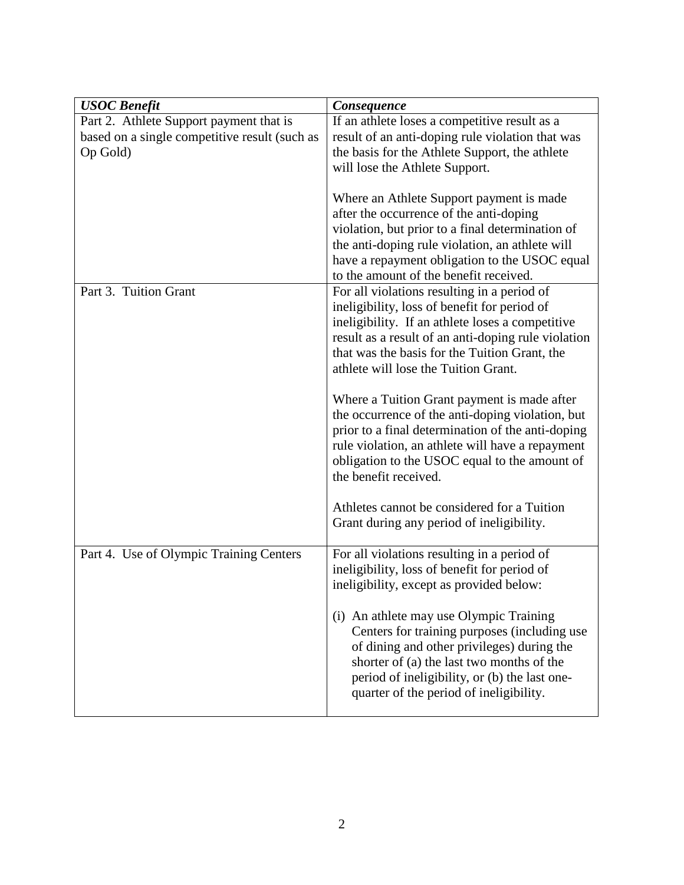| ***USOC Benefit*** | ***Consequence*** |
|---|---|
| Part 2. Athlete Support payment that is based on a single competitive result (such as Op Gold) | If an athlete loses a competitive result as a result of an anti-doping rule violation that was the basis for the Athlete Support, the athlete will lose the Athlete Support.<br><br>Where an Athlete Support payment is made after the occurrence of the anti-doping violation, but prior to a final determination of the anti-doping rule violation, an athlete will have a repayment obligation to the USOC equal to the amount of the benefit received. |
| Part 3. Tuition Grant | For all violations resulting in a period of ineligibility, loss of benefit for period of ineligibility. If an athlete loses a competitive result as a result of an anti-doping rule violation that was the basis for the Tuition Grant, the athlete will lose the Tuition Grant.<br><br>Where a Tuition Grant payment is made after the occurrence of the anti-doping violation, but prior to a final determination of the anti-doping rule violation, an athlete will have a repayment obligation to the USOC equal to the amount of the benefit received.<br><br>Athletes cannot be considered for a Tuition Grant during any period of ineligibility. |
| Part 4. Use of Olympic Training Centers | For all violations resulting in a period of ineligibility, loss of benefit for period of ineligibility, except as provided below:<br><br>(i) An athlete may use Olympic Training Centers for training purposes (including use of dining and other privileges) during the shorter of (a) the last two months of the period of ineligibility, or (b) the last one-quarter of the period of ineligibility. |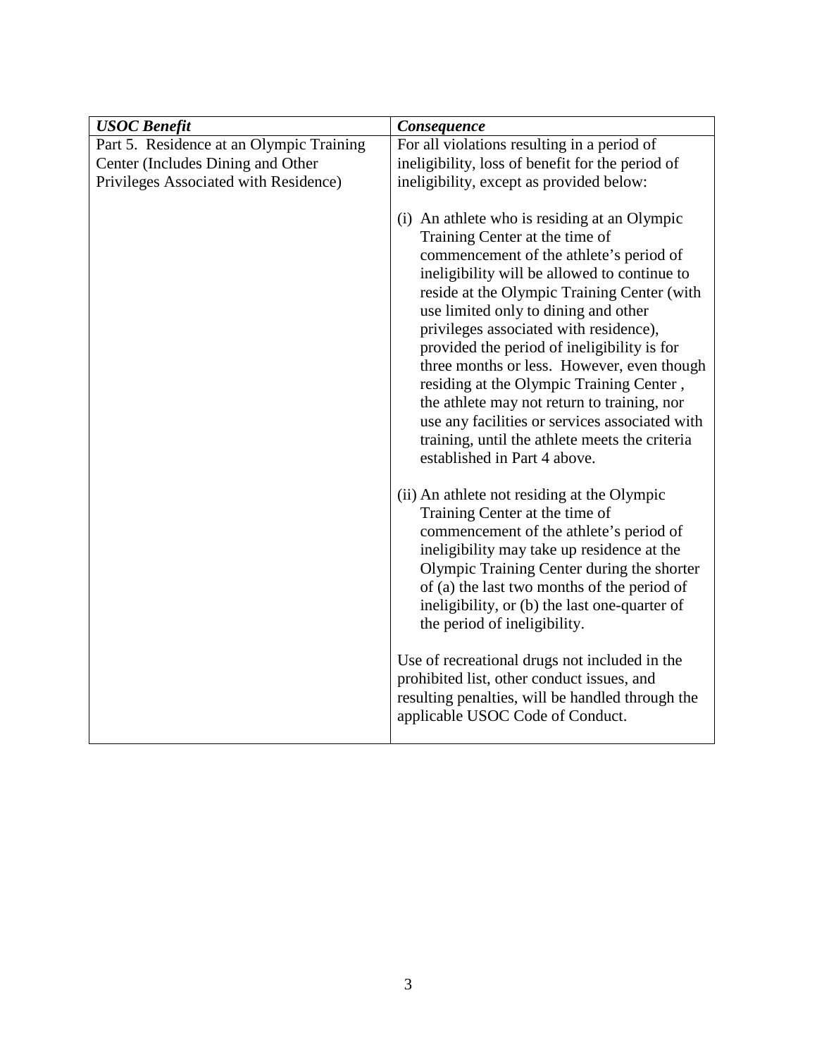| ***USOC Benefit*** | ***Consequence*** |
|---|---|
| Part 5. Residence at an Olympic Training Center (Includes Dining and Other Privileges Associated with Residence) | For all violations resulting in a period of ineligibility, loss of benefit for the period of ineligibility, except as provided below:<br><br>(i) An athlete who is residing at an Olympic Training Center at the time of commencement of the athlete's period of ineligibility will be allowed to continue to reside at the Olympic Training Center (with use limited only to dining and other privileges associated with residence), provided the period of ineligibility is for three months or less. However, even though residing at the Olympic Training Center , the athlete may not return to training, nor use any facilities or services associated with training, until the athlete meets the criteria established in Part 4 above.<br><br>(ii) An athlete not residing at the Olympic Training Center at the time of commencement of the athlete's period of ineligibility may take up residence at the Olympic Training Center during the shorter of (a) the last two months of the period of ineligibility, or (b) the last one-quarter of the period of ineligibility.<br><br>Use of recreational drugs not included in the prohibited list, other conduct issues, and resulting penalties, will be handled through the applicable USOC Code of Conduct. |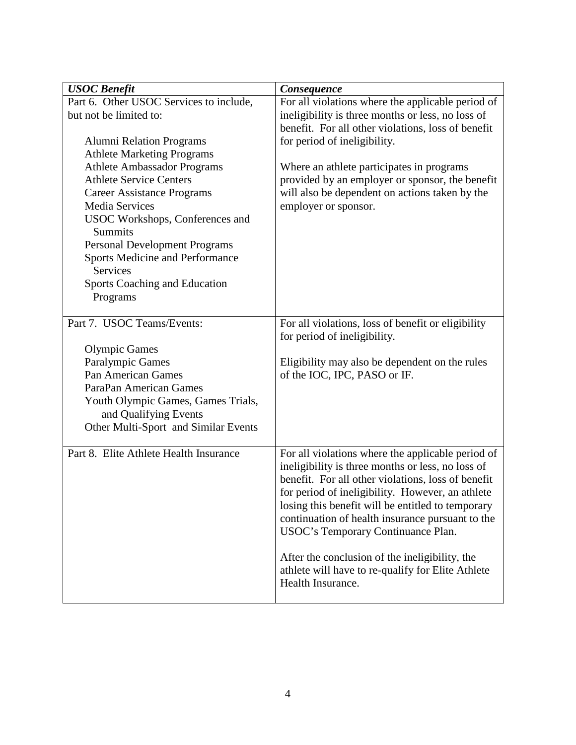| ***USOC Benefit*** | ***Consequence*** |
|---|---|
| Part 6. Other USOC Services to include, but not be limited to:<br><br>Alumni Relation Programs<br>Athlete Marketing Programs<br>Athlete Ambassador Programs<br>Athlete Service Centers<br>Career Assistance Programs<br>Media Services<br>USOC Workshops, Conferences and Summits<br>Personal Development Programs<br>Sports Medicine and Performance Services<br>Sports Coaching and Education Programs | For all violations where the applicable period of ineligibility is three months or less, no loss of benefit. For all other violations, loss of benefit for period of ineligibility.<br><br>Where an athlete participates in programs provided by an employer or sponsor, the benefit will also be dependent on actions taken by the employer or sponsor. |
| Part 7. USOC Teams/Events:<br><br>Olympic Games<br>Paralympic Games<br>Pan American Games<br>ParaPan American Games<br>Youth Olympic Games, Games Trials, and Qualifying Events<br>Other Multi-Sport and Similar Events | For all violations, loss of benefit or eligibility for period of ineligibility.<br><br>Eligibility may also be dependent on the rules of the IOC, IPC, PASO or IF. |
| Part 8. Elite Athlete Health Insurance | For all violations where the applicable period of ineligibility is three months or less, no loss of benefit. For all other violations, loss of benefit for period of ineligibility. However, an athlete losing this benefit will be entitled to temporary continuation of health insurance pursuant to the USOC's Temporary Continuance Plan.<br><br>After the conclusion of the ineligibility, the athlete will have to re-qualify for Elite Athlete Health Insurance. |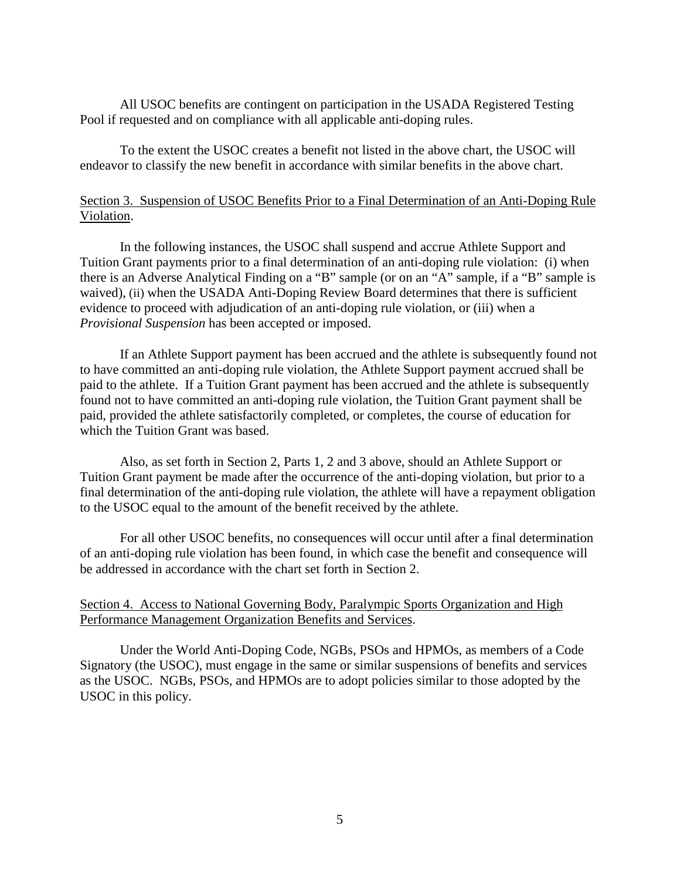All USOC benefits are contingent on participation in the USADA Registered Testing Pool if requested and on compliance with all applicable anti-doping rules.

To the extent the USOC creates a benefit not listed in the above chart, the USOC will endeavor to classify the new benefit in accordance with similar benefits in the above chart.

<u>Section 3. Suspension of USOC Benefits Prior to a Final Determination of an Anti-Doping Rule Violation</u>.

In the following instances, the USOC shall suspend and accrue Athlete Support and Tuition Grant payments prior to a final determination of an anti-doping rule violation: (i) when there is an Adverse Analytical Finding on a "B" sample (or on an "A" sample, if a "B" sample is waived), (ii) when the USADA Anti-Doping Review Board determines that there is sufficient evidence to proceed with adjudication of an anti-doping rule violation, or (iii) when a *Provisional Suspension* has been accepted or imposed.

If an Athlete Support payment has been accrued and the athlete is subsequently found not to have committed an anti-doping rule violation, the Athlete Support payment accrued shall be paid to the athlete. If a Tuition Grant payment has been accrued and the athlete is subsequently found not to have committed an anti-doping rule violation, the Tuition Grant payment shall be paid, provided the athlete satisfactorily completed, or completes, the course of education for which the Tuition Grant was based.

Also, as set forth in Section 2, Parts 1, 2 and 3 above, should an Athlete Support or Tuition Grant payment be made after the occurrence of the anti-doping violation, but prior to a final determination of the anti-doping rule violation, the athlete will have a repayment obligation to the USOC equal to the amount of the benefit received by the athlete.

For all other USOC benefits, no consequences will occur until after a final determination of an anti-doping rule violation has been found, in which case the benefit and consequence will be addressed in accordance with the chart set forth in Section 2.

<u>Section 4. Access to National Governing Body, Paralympic Sports Organization and High Performance Management Organization Benefits and Services</u>.

Under the World Anti-Doping Code, NGBs, PSOs and HPMOs, as members of a Code Signatory (the USOC), must engage in the same or similar suspensions of benefits and services as the USOC. NGBs, PSOs, and HPMOs are to adopt policies similar to those adopted by the USOC in this policy.